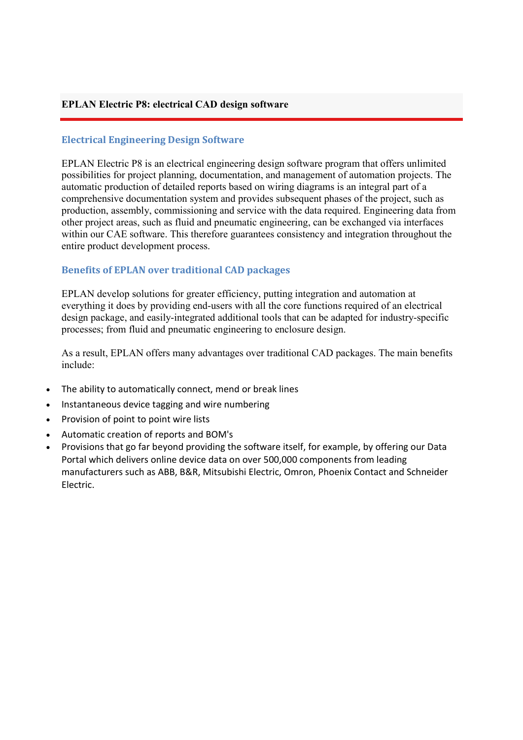# EPLAN Electric P8: electrical CAD design software

## Electrical Engineering Design Software

EPLAN Electric P8 is an electrical engineering design software program that offers unlimited possibilities for project planning, documentation, and management of automation projects. The automatic production of detailed reports based on wiring diagrams is an integral part of a comprehensive documentation system and provides subsequent phases of the project, such as production, assembly, commissioning and service with the data required. Engineering data from other project areas, such as fluid and pneumatic engineering, can be exchanged via interfaces within our CAE software. This therefore guarantees consistency and integration throughout the entire product development process.

## Benefits of EPLAN over traditional CAD packages

EPLAN develop solutions for greater efficiency, putting integration and automation at everything it does by providing end-users with all the core functions required of an electrical design package, and easily-integrated additional tools that can be adapted for industry-specific processes; from fluid and pneumatic engineering to enclosure design.

As a result, EPLAN offers many advantages over traditional CAD packages. The main benefits include:

- The ability to automatically connect, mend or break lines
- Instantaneous device tagging and wire numbering
- Provision of point to point wire lists
- Automatic creation of reports and BOM's
- Provisions that go far beyond providing the software itself, for example, by offering our Data Portal which delivers online device data on over 500,000 components from leading manufacturers such as ABB, B&R, Mitsubishi Electric, Omron, Phoenix Contact and Schneider Electric.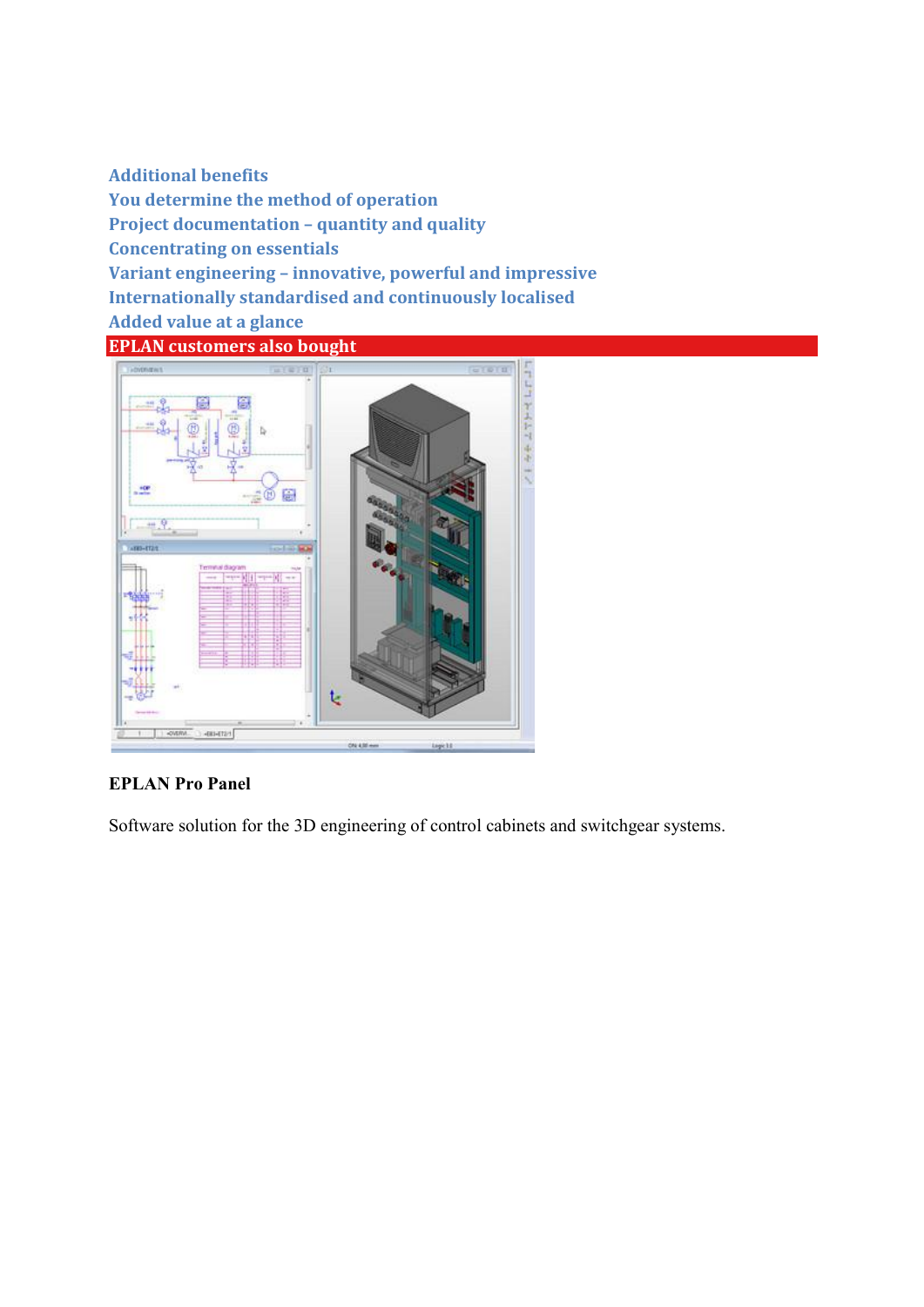Additional benefits

You determine the method of operation

Project documentation – quantity and quality

Concentrating on essentials

Variant engineering – innovative, powerful and impressive

Internationally standardised and continuously localised

Added value at a glance

## EPLAN customers also bought

**EPLAN Pro Panel**

Software solution for the 3D engineering of control cabinets and switchgear systems.